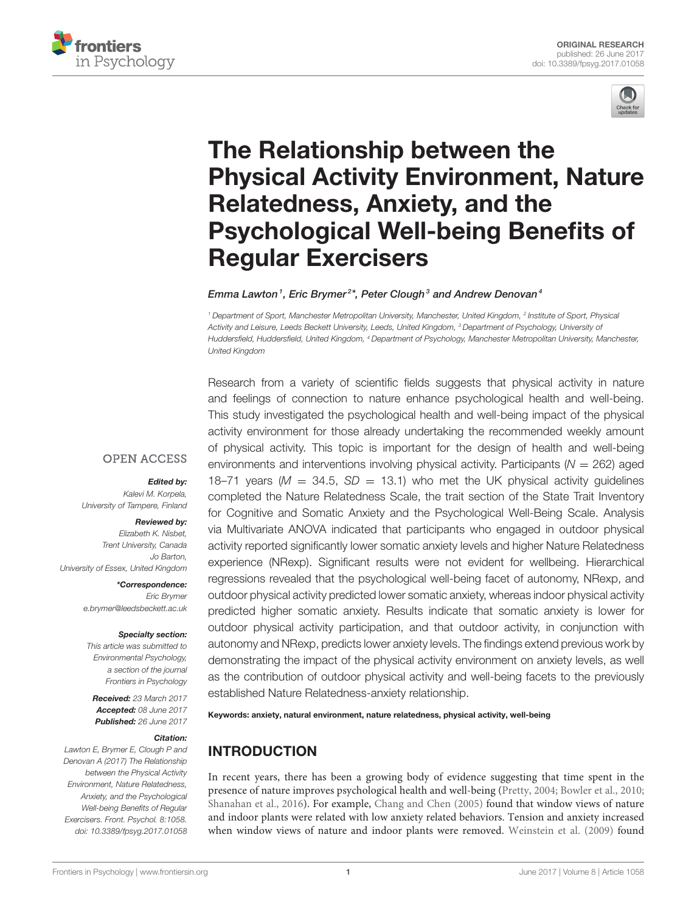ORIGINAL RESEARCH
published: 26 June 2017
doi: 10.3389/fpsyg.2017.01058

# The Relationship between the Physical Activity Environment, Nature Relatedness, Anxiety, and the Psychological Well-being Benefits of Regular Exercisers

*Emma Lawton[1], Eric Brymer[2]*, Peter Clough[3] and Andrew Denovan[4]*

[1] Department of Sport, Manchester Metropolitan University, Manchester, United Kingdom, [2] Institute of Sport, Physical Activity and Leisure, Leeds Beckett University, Leeds, United Kingdom, [3] Department of Psychology, University of Huddersfield, Huddersfield, United Kingdom, [4] Department of Psychology, Manchester Metropolitan University, Manchester, United Kingdom

OPEN ACCESS

***Edited by:***
*Kalevi M. Korpela, University of Tampere, Finland*

***Reviewed by:***
*Elizabeth K. Nisbet, Trent University, Canada*
*Jo Barton, University of Essex, United Kingdom*

***\*Correspondence:***
*Eric Brymer*
*e.brymer@leedsbeckett.ac.uk*

***Specialty section:***
*This article was submitted to Environmental Psychology, a section of the journal Frontiers in Psychology*

***Received:*** *23 March 2017*
***Accepted:*** *08 June 2017*
***Published:*** *26 June 2017*

***Citation:***
*Lawton E, Brymer E, Clough P and Denovan A (2017) The Relationship between the Physical Activity Environment, Nature Relatedness, Anxiety, and the Psychological Well-being Benefits of Regular Exercisers. Front. Psychol. 8:1058. doi: 10.3389/fpsyg.2017.01058*

Research from a variety of scientific fields suggests that physical activity in nature and feelings of connection to nature enhance psychological health and well-being. This study investigated the psychological health and well-being impact of the physical activity environment for those already undertaking the recommended weekly amount of physical activity. This topic is important for the design of health and well-being environments and interventions involving physical activity. Participants ($N = 262$) aged 18–71 years ($M = 34.5$, $SD = 13.1$) who met the UK physical activity guidelines completed the Nature Relatedness Scale, the trait section of the State Trait Inventory for Cognitive and Somatic Anxiety and the Psychological Well-Being Scale. Analysis via Multivariate ANOVA indicated that participants who engaged in outdoor physical activity reported significantly lower somatic anxiety levels and higher Nature Relatedness experience (NRexp). Significant results were not evident for wellbeing. Hierarchical regressions revealed that the psychological well-being facet of autonomy, NRexp, and outdoor physical activity predicted lower somatic anxiety, whereas indoor physical activity predicted higher somatic anxiety. Results indicate that somatic anxiety is lower for outdoor physical activity participation, and that outdoor activity, in conjunction with autonomy and NRexp, predicts lower anxiety levels. The findings extend previous work by demonstrating the impact of the physical activity environment on anxiety levels, as well as the contribution of outdoor physical activity and well-being facets to the previously established Nature Relatedness-anxiety relationship.

**Keywords: anxiety, natural environment, nature relatedness, physical activity, well-being**

## INTRODUCTION

In recent years, there has been a growing body of evidence suggesting that time spent in the presence of nature improves psychological health and well-being (Pretty, 2004; Bowler et al., 2010; Shanahan et al., 2016). For example, Chang and Chen (2005) found that window views of nature and indoor plants were related with low anxiety related behaviors. Tension and anxiety increased when window views of nature and indoor plants were removed. Weinstein et al. (2009) found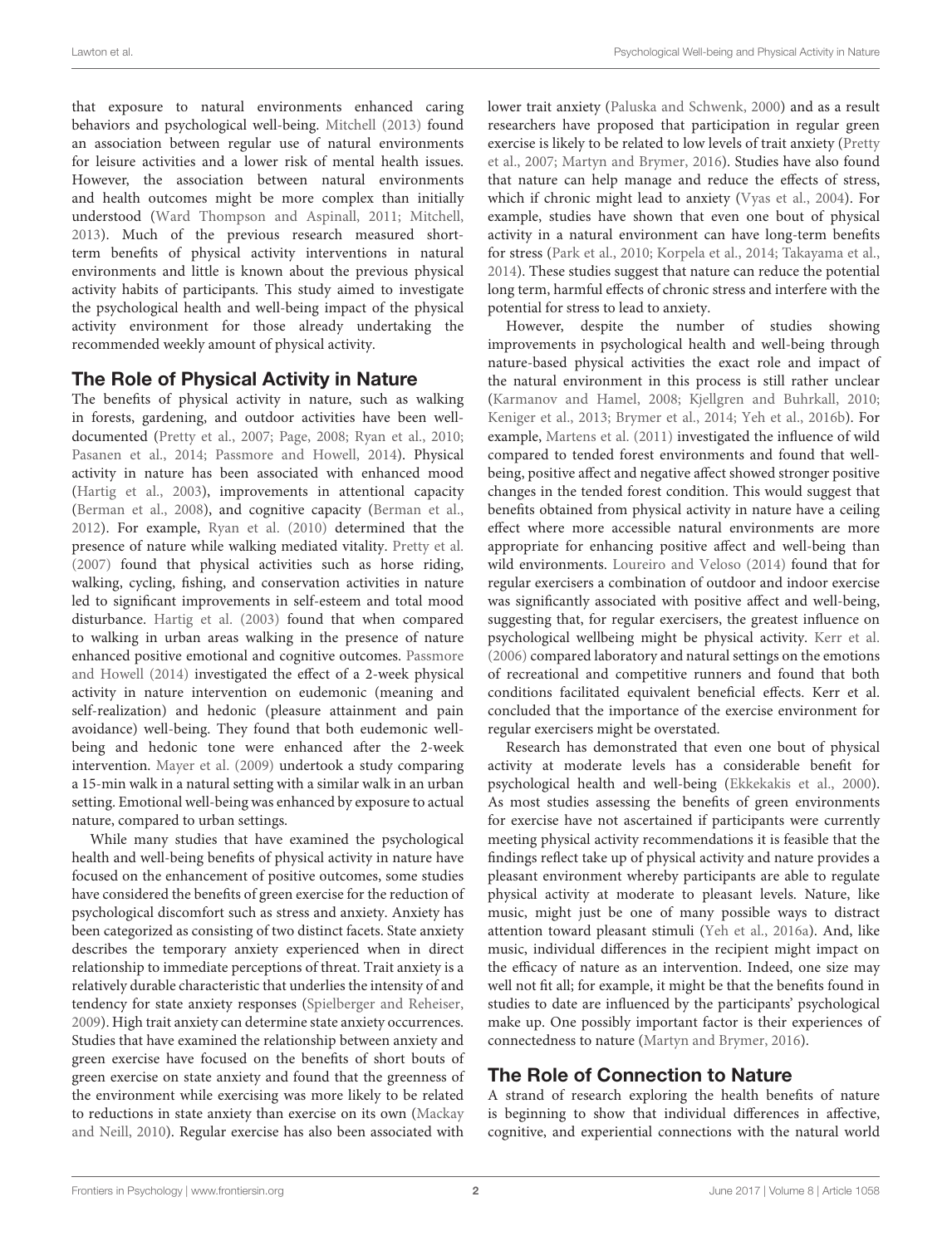that exposure to natural environments enhanced caring behaviors and psychological well-being. Mitchell (2013) found an association between regular use of natural environments for leisure activities and a lower risk of mental health issues. However, the association between natural environments and health outcomes might be more complex than initially understood (Ward Thompson and Aspinall, 2011; Mitchell, 2013). Much of the previous research measured short-term benefits of physical activity interventions in natural environments and little is known about the previous physical activity habits of participants. This study aimed to investigate the psychological health and well-being impact of the physical activity environment for those already undertaking the recommended weekly amount of physical activity.

## The Role of Physical Activity in Nature

The benefits of physical activity in nature, such as walking in forests, gardening, and outdoor activities have been well-documented (Pretty et al., 2007; Page, 2008; Ryan et al., 2010; Pasanen et al., 2014; Passmore and Howell, 2014). Physical activity in nature has been associated with enhanced mood (Hartig et al., 2003), improvements in attentional capacity (Berman et al., 2008), and cognitive capacity (Berman et al., 2012). For example, Ryan et al. (2010) determined that the presence of nature while walking mediated vitality. Pretty et al. (2007) found that physical activities such as horse riding, walking, cycling, fishing, and conservation activities in nature led to significant improvements in self-esteem and total mood disturbance. Hartig et al. (2003) found that when compared to walking in urban areas walking in the presence of nature enhanced positive emotional and cognitive outcomes. Passmore and Howell (2014) investigated the effect of a 2-week physical activity in nature intervention on eudemonic (meaning and self-realization) and hedonic (pleasure attainment and pain avoidance) well-being. They found that both eudemonic well-being and hedonic tone were enhanced after the 2-week intervention. Mayer et al. (2009) undertook a study comparing a 15-min walk in a natural setting with a similar walk in an urban setting. Emotional well-being was enhanced by exposure to actual nature, compared to urban settings.

While many studies that have examined the psychological health and well-being benefits of physical activity in nature have focused on the enhancement of positive outcomes, some studies have considered the benefits of green exercise for the reduction of psychological discomfort such as stress and anxiety. Anxiety has been categorized as consisting of two distinct facets. State anxiety describes the temporary anxiety experienced when in direct relationship to immediate perceptions of threat. Trait anxiety is a relatively durable characteristic that underlies the intensity of and tendency for state anxiety responses (Spielberger and Reheiser, 2009). High trait anxiety can determine state anxiety occurrences. Studies that have examined the relationship between anxiety and green exercise have focused on the benefits of short bouts of green exercise on state anxiety and found that the greenness of the environment while exercising was more likely to be related to reductions in state anxiety than exercise on its own (Mackay and Neill, 2010). Regular exercise has also been associated with lower trait anxiety (Paluska and Schwenk, 2000) and as a result researchers have proposed that participation in regular green exercise is likely to be related to low levels of trait anxiety (Pretty et al., 2007; Martyn and Brymer, 2016). Studies have also found that nature can help manage and reduce the effects of stress, which if chronic might lead to anxiety (Vyas et al., 2004). For example, studies have shown that even one bout of physical activity in a natural environment can have long-term benefits for stress (Park et al., 2010; Korpela et al., 2014; Takayama et al., 2014). These studies suggest that nature can reduce the potential long term, harmful effects of chronic stress and interfere with the potential for stress to lead to anxiety.

However, despite the number of studies showing improvements in psychological health and well-being through nature-based physical activities the exact role and impact of the natural environment in this process is still rather unclear (Karmanov and Hamel, 2008; Kjellgren and Buhrkall, 2010; Keniger et al., 2013; Brymer et al., 2014; Yeh et al., 2016b). For example, Martens et al. (2011) investigated the influence of wild compared to tended forest environments and found that well-being, positive affect and negative affect showed stronger positive changes in the tended forest condition. This would suggest that benefits obtained from physical activity in nature have a ceiling effect where more accessible natural environments are more appropriate for enhancing positive affect and well-being than wild environments. Loureiro and Veloso (2014) found that for regular exercisers a combination of outdoor and indoor exercise was significantly associated with positive affect and well-being, suggesting that, for regular exercisers, the greatest influence on psychological wellbeing might be physical activity. Kerr et al. (2006) compared laboratory and natural settings on the emotions of recreational and competitive runners and found that both conditions facilitated equivalent beneficial effects. Kerr et al. concluded that the importance of the exercise environment for regular exercisers might be overstated.

Research has demonstrated that even one bout of physical activity at moderate levels has a considerable benefit for psychological health and well-being (Ekkekakis et al., 2000). As most studies assessing the benefits of green environments for exercise have not ascertained if participants were currently meeting physical activity recommendations it is feasible that the findings reflect take up of physical activity and nature provides a pleasant environment whereby participants are able to regulate physical activity at moderate to pleasant levels. Nature, like music, might just be one of many possible ways to distract attention toward pleasant stimuli (Yeh et al., 2016a). And, like music, individual differences in the recipient might impact on the efficacy of nature as an intervention. Indeed, one size may well not fit all; for example, it might be that the benefits found in studies to date are influenced by the participants' psychological make up. One possibly important factor is their experiences of connectedness to nature (Martyn and Brymer, 2016).

## The Role of Connection to Nature

A strand of research exploring the health benefits of nature is beginning to show that individual differences in affective, cognitive, and experiential connections with the natural world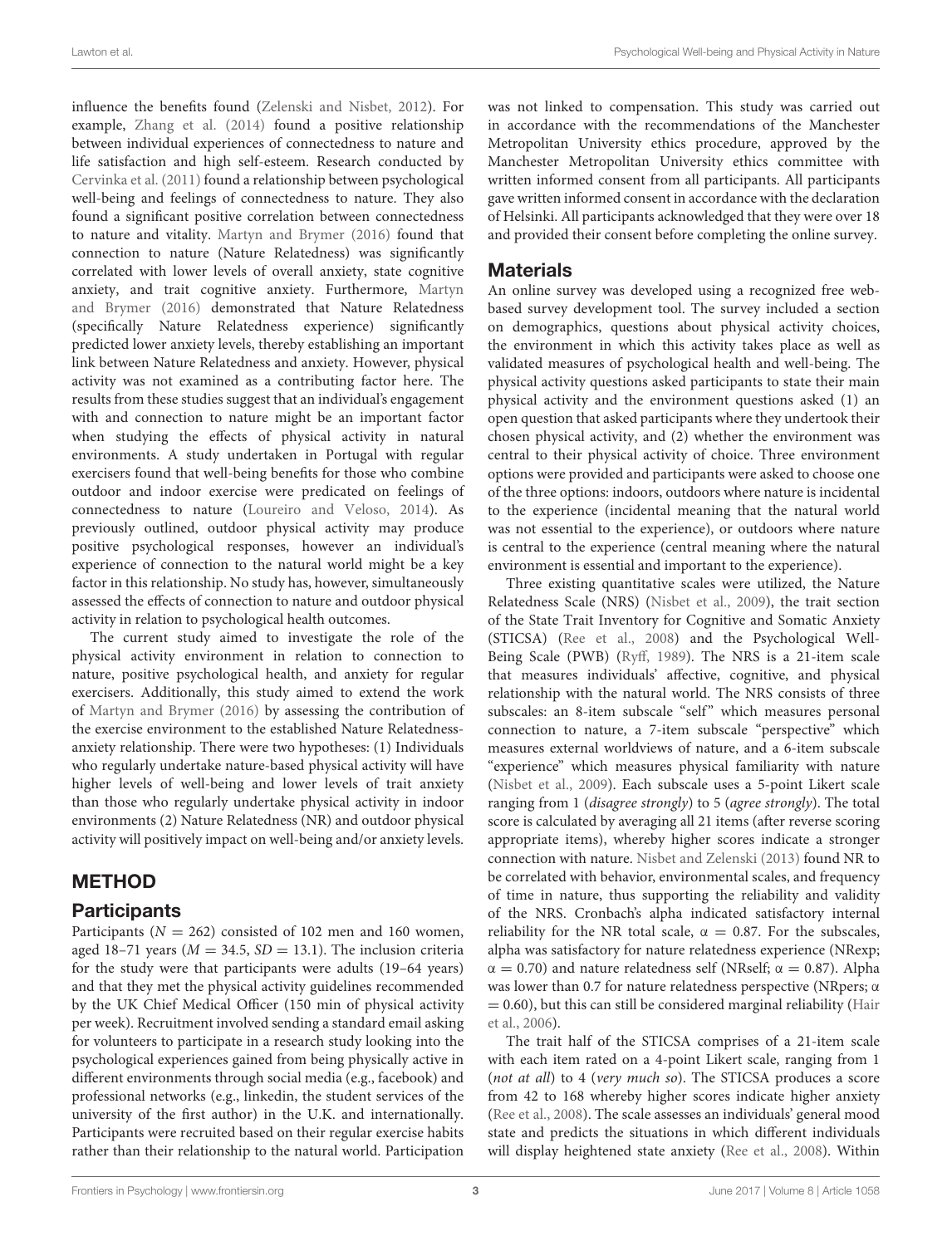influence the benefits found (Zelenski and Nisbet, 2012). For example, Zhang et al. (2014) found a positive relationship between individual experiences of connectedness to nature and life satisfaction and high self-esteem. Research conducted by Cervinka et al. (2011) found a relationship between psychological well-being and feelings of connectedness to nature. They also found a significant positive correlation between connectedness to nature and vitality. Martyn and Brymer (2016) found that connection to nature (Nature Relatedness) was significantly correlated with lower levels of overall anxiety, state cognitive anxiety, and trait cognitive anxiety. Furthermore, Martyn and Brymer (2016) demonstrated that Nature Relatedness (specifically Nature Relatedness experience) significantly predicted lower anxiety levels, thereby establishing an important link between Nature Relatedness and anxiety. However, physical activity was not examined as a contributing factor here. The results from these studies suggest that an individual's engagement with and connection to nature might be an important factor when studying the effects of physical activity in natural environments. A study undertaken in Portugal with regular exercisers found that well-being benefits for those who combine outdoor and indoor exercise were predicated on feelings of connectedness to nature (Loureiro and Veloso, 2014). As previously outlined, outdoor physical activity may produce positive psychological responses, however an individual's experience of connection to the natural world might be a key factor in this relationship. No study has, however, simultaneously assessed the effects of connection to nature and outdoor physical activity in relation to psychological health outcomes.

The current study aimed to investigate the role of the physical activity environment in relation to connection to nature, positive psychological health, and anxiety for regular exercisers. Additionally, this study aimed to extend the work of Martyn and Brymer (2016) by assessing the contribution of the exercise environment to the established Nature Relatedness-anxiety relationship. There were two hypotheses: (1) Individuals who regularly undertake nature-based physical activity will have higher levels of well-being and lower levels of trait anxiety than those who regularly undertake physical activity in indoor environments (2) Nature Relatedness (NR) and outdoor physical activity will positively impact on well-being and/or anxiety levels.

# METHOD

## Participants

Participants ($N = 262$) consisted of 102 men and 160 women, aged 18–71 years ($M = 34.5$, $SD = 13.1$). The inclusion criteria for the study were that participants were adults (19–64 years) and that they met the physical activity guidelines recommended by the UK Chief Medical Officer (150 min of physical activity per week). Recruitment involved sending a standard email asking for volunteers to participate in a research study looking into the psychological experiences gained from being physically active in different environments through social media (e.g., facebook) and professional networks (e.g., linkedin, the student services of the university of the first author) in the U.K. and internationally. Participants were recruited based on their regular exercise habits rather than their relationship to the natural world. Participation was not linked to compensation. This study was carried out in accordance with the recommendations of the Manchester Metropolitan University ethics procedure, approved by the Manchester Metropolitan University ethics committee with written informed consent from all participants. All participants gave written informed consent in accordance with the declaration of Helsinki. All participants acknowledged that they were over 18 and provided their consent before completing the online survey.

## Materials

An online survey was developed using a recognized free web-based survey development tool. The survey included a section on demographics, questions about physical activity choices, the environment in which this activity takes place as well as validated measures of psychological health and well-being. The physical activity questions asked participants to state their main physical activity and the environment questions asked (1) an open question that asked participants where they undertook their chosen physical activity, and (2) whether the environment was central to their physical activity of choice. Three environment options were provided and participants were asked to choose one of the three options: indoors, outdoors where nature is incidental to the experience (incidental meaning that the natural world was not essential to the experience), or outdoors where nature is central to the experience (central meaning where the natural environment is essential and important to the experience).

Three existing quantitative scales were utilized, the Nature Relatedness Scale (NRS) (Nisbet et al., 2009), the trait section of the State Trait Inventory for Cognitive and Somatic Anxiety (STICSA) (Ree et al., 2008) and the Psychological Well-Being Scale (PWB) (Ryff, 1989). The NRS is a 21-item scale that measures individuals' affective, cognitive, and physical relationship with the natural world. The NRS consists of three subscales: an 8-item subscale "self" which measures personal connection to nature, a 7-item subscale "perspective" which measures external worldviews of nature, and a 6-item subscale "experience" which measures physical familiarity with nature (Nisbet et al., 2009). Each subscale uses a 5-point Likert scale ranging from 1 (*disagree strongly*) to 5 (*agree strongly*). The total score is calculated by averaging all 21 items (after reverse scoring appropriate items), whereby higher scores indicate a stronger connection with nature. Nisbet and Zelenski (2013) found NR to be correlated with behavior, environmental scales, and frequency of time in nature, thus supporting the reliability and validity of the NRS. Cronbach's alpha indicated satisfactory internal reliability for the NR total scale, $\alpha = 0.87$. For the subscales, alpha was satisfactory for nature relatedness experience (NRexp; $\alpha = 0.70$) and nature relatedness self (NRself; $\alpha = 0.87$). Alpha was lower than 0.7 for nature relatedness perspective (NRpers; $\alpha = 0.60$), but this can still be considered marginal reliability (Hair et al., 2006).

The trait half of the STICSA comprises of a 21-item scale with each item rated on a 4-point Likert scale, ranging from 1 (*not at all*) to 4 (*very much so*). The STICSA produces a score from 42 to 168 whereby higher scores indicate higher anxiety (Ree et al., 2008). The scale assesses an individuals' general mood state and predicts the situations in which different individuals will display heightened state anxiety (Ree et al., 2008). Within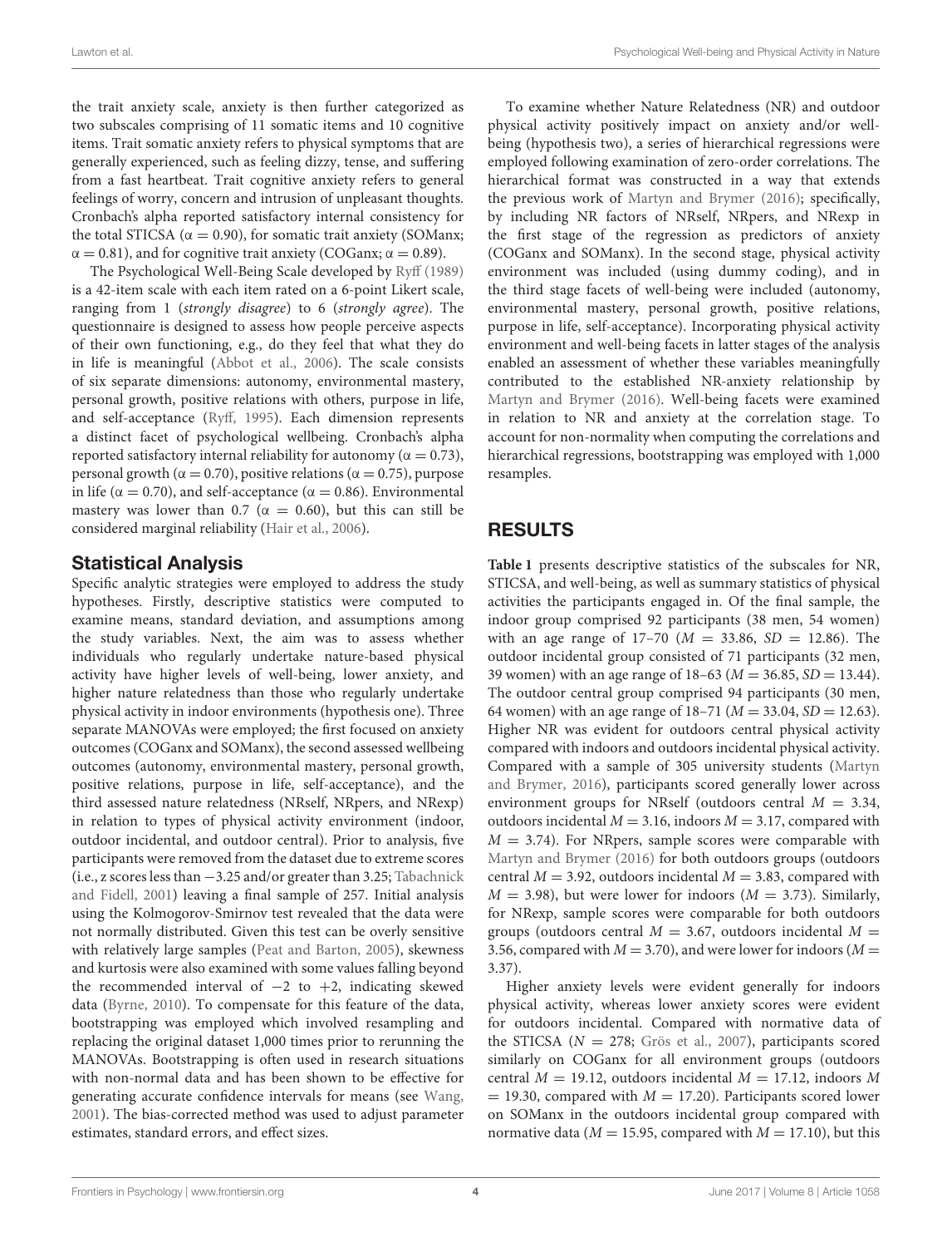the trait anxiety scale, anxiety is then further categorized as two subscales comprising of 11 somatic items and 10 cognitive items. Trait somatic anxiety refers to physical symptoms that are generally experienced, such as feeling dizzy, tense, and suffering from a fast heartbeat. Trait cognitive anxiety refers to general feelings of worry, concern and intrusion of unpleasant thoughts. Cronbach's alpha reported satisfactory internal consistency for the total STICSA ($\alpha = 0.90$), for somatic trait anxiety (SOManx; $\alpha = 0.81$), and for cognitive trait anxiety (COGanx; $\alpha = 0.89$).

The Psychological Well-Being Scale developed by Ryff (1989) is a 42-item scale with each item rated on a 6-point Likert scale, ranging from 1 (*strongly disagree*) to 6 (*strongly agree*). The questionnaire is designed to assess how people perceive aspects of their own functioning, e.g., do they feel that what they do in life is meaningful (Abbot et al., 2006). The scale consists of six separate dimensions: autonomy, environmental mastery, personal growth, positive relations with others, purpose in life, and self-acceptance (Ryff, 1995). Each dimension represents a distinct facet of psychological wellbeing. Cronbach's alpha reported satisfactory internal reliability for autonomy ($\alpha = 0.73$), personal growth ($\alpha = 0.70$), positive relations ($\alpha = 0.75$), purpose in life ($\alpha = 0.70$), and self-acceptance ($\alpha = 0.86$). Environmental mastery was lower than 0.7 ($\alpha = 0.60$), but this can still be considered marginal reliability (Hair et al., 2006).

## Statistical Analysis

Specific analytic strategies were employed to address the study hypotheses. Firstly, descriptive statistics were computed to examine means, standard deviation, and assumptions among the study variables. Next, the aim was to assess whether individuals who regularly undertake nature-based physical activity have higher levels of well-being, lower anxiety, and higher nature relatedness than those who regularly undertake physical activity in indoor environments (hypothesis one). Three separate MANOVAs were employed; the first focused on anxiety outcomes (COGanx and SOManx), the second assessed wellbeing outcomes (autonomy, environmental mastery, personal growth, positive relations, purpose in life, self-acceptance), and the third assessed nature relatedness (NRself, NRpers, and NRexp) in relation to types of physical activity environment (indoor, outdoor incidental, and outdoor central). Prior to analysis, five participants were removed from the dataset due to extreme scores (i.e., z scores less than −3.25 and/or greater than 3.25; Tabachnick and Fidell, 2001) leaving a final sample of 257. Initial analysis using the Kolmogorov-Smirnov test revealed that the data were not normally distributed. Given this test can be overly sensitive with relatively large samples (Peat and Barton, 2005), skewness and kurtosis were also examined with some values falling beyond the recommended interval of −2 to +2, indicating skewed data (Byrne, 2010). To compensate for this feature of the data, bootstrapping was employed which involved resampling and replacing the original dataset 1,000 times prior to rerunning the MANOVAs. Bootstrapping is often used in research situations with non-normal data and has been shown to be effective for generating accurate confidence intervals for means (see Wang, 2001). The bias-corrected method was used to adjust parameter estimates, standard errors, and effect sizes.

To examine whether Nature Relatedness (NR) and outdoor physical activity positively impact on anxiety and/or well-being (hypothesis two), a series of hierarchical regressions were employed following examination of zero-order correlations. The hierarchical format was constructed in a way that extends the previous work of Martyn and Brymer (2016); specifically, by including NR factors of NRself, NRpers, and NRexp in the first stage of the regression as predictors of anxiety (COGanx and SOManx). In the second stage, physical activity environment was included (using dummy coding), and in the third stage facets of well-being were included (autonomy, environmental mastery, personal growth, positive relations, purpose in life, self-acceptance). Incorporating physical activity environment and well-being facets in latter stages of the analysis enabled an assessment of whether these variables meaningfully contributed to the established NR-anxiety relationship by Martyn and Brymer (2016). Well-being facets were examined in relation to NR and anxiety at the correlation stage. To account for non-normality when computing the correlations and hierarchical regressions, bootstrapping was employed with 1,000 resamples.

# RESULTS

**Table 1** presents descriptive statistics of the subscales for NR, STICSA, and well-being, as well as summary statistics of physical activities the participants engaged in. Of the final sample, the indoor group comprised 92 participants (38 men, 54 women) with an age range of 17–70 ($M = 33.86$, $SD = 12.86$). The outdoor incidental group consisted of 71 participants (32 men, 39 women) with an age range of 18–63 ($M = 36.85$, $SD = 13.44$). The outdoor central group comprised 94 participants (30 men, 64 women) with an age range of 18–71 ($M = 33.04$, $SD = 12.63$). Higher NR was evident for outdoors central physical activity compared with indoors and outdoors incidental physical activity. Compared with a sample of 305 university students (Martyn and Brymer, 2016), participants scored generally lower across environment groups for NRself (outdoors central $M = 3.34$, outdoors incidental $M = 3.16$, indoors $M = 3.17$, compared with $M = 3.74$). For NRpers, sample scores were comparable with Martyn and Brymer (2016) for both outdoors groups (outdoors central $M = 3.92$, outdoors incidental $M = 3.83$, compared with $M = 3.98$), but were lower for indoors ($M = 3.73$). Similarly, for NRexp, sample scores were comparable for both outdoors groups (outdoors central $M = 3.67$, outdoors incidental $M = 3.56$, compared with $M = 3.70$), and were lower for indoors ($M = 3.37$).

Higher anxiety levels were evident generally for indoors physical activity, whereas lower anxiety scores were evident for outdoors incidental. Compared with normative data of the STICSA ($N = 278$; Grös et al., 2007), participants scored similarly on COGanx for all environment groups (outdoors central $M = 19.12$, outdoors incidental $M = 17.12$, indoors $M = 19.30$, compared with $M = 17.20$). Participants scored lower on SOManx in the outdoors incidental group compared with normative data ($M = 15.95$, compared with $M = 17.10$), but this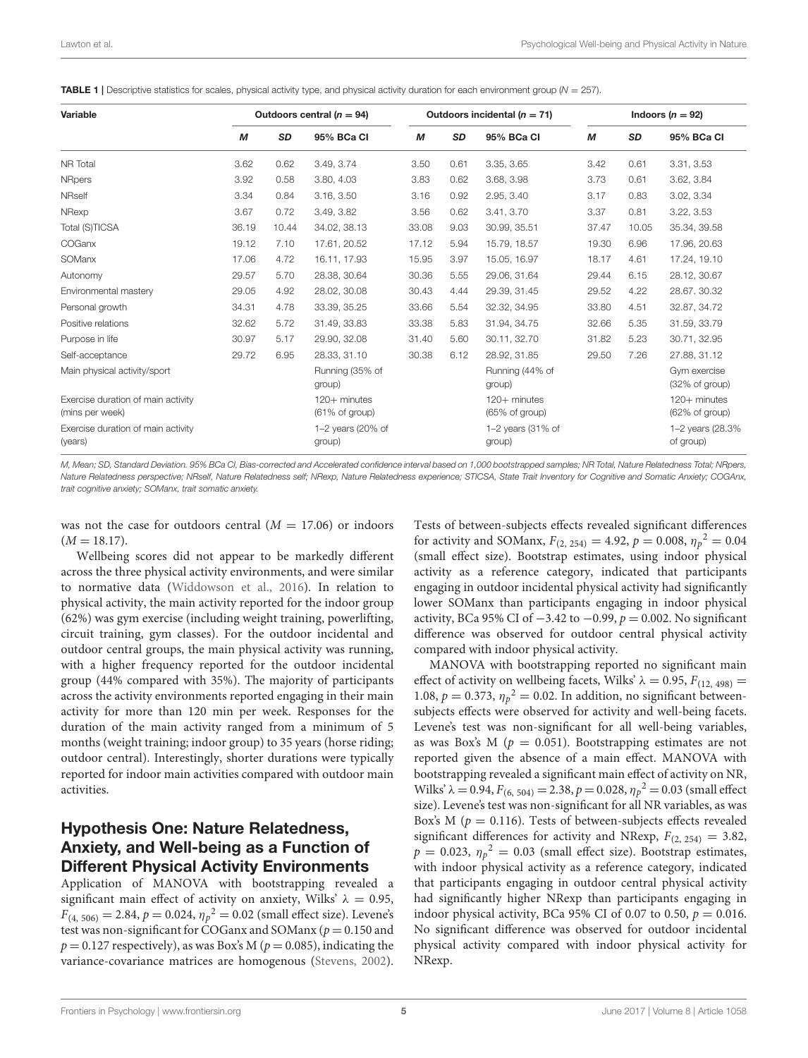**TABLE 1 |** Descriptive statistics for scales, physical activity type, and physical activity duration for each environment group ($N = 257$).

| Variable | Outdoors central ($n = 94$) | | | Outdoors incidental ($n = 71$) | | | Indoors ($n = 92$) | | |
|---|---|---|---|---|---|---|---|---|---|
| | *M* | *SD* | 95% BCa CI | *M* | *SD* | 95% BCa CI | *M* | *SD* | 95% BCa CI |
| NR Total | 3.62 | 0.62 | 3.49, 3.74 | 3.50 | 0.61 | 3.35, 3.65 | 3.42 | 0.61 | 3.31, 3.53 |
| NRpers | 3.92 | 0.58 | 3.80, 4.03 | 3.83 | 0.62 | 3.68, 3.98 | 3.73 | 0.61 | 3.62, 3.84 |
| NRself | 3.34 | 0.84 | 3.16, 3.50 | 3.16 | 0.92 | 2.95, 3.40 | 3.17 | 0.83 | 3.02, 3.34 |
| NRexp | 3.67 | 0.72 | 3.49, 3.82 | 3.56 | 0.62 | 3.41, 3.70 | 3.37 | 0.81 | 3.22, 3.53 |
| Total (S)TICSA | 36.19 | 10.44 | 34.02, 38.13 | 33.08 | 9.03 | 30.99, 35.51 | 37.47 | 10.05 | 35.34, 39.58 |
| COGanx | 19.12 | 7.10 | 17.61, 20.52 | 17.12 | 5.94 | 15.79, 18.57 | 19.30 | 6.96 | 17.96, 20.63 |
| SOManx | 17.06 | 4.72 | 16.11, 17.93 | 15.95 | 3.97 | 15.05, 16.97 | 18.17 | 4.61 | 17.24, 19.10 |
| Autonomy | 29.57 | 5.70 | 28.38, 30.64 | 30.36 | 5.55 | 29.06, 31.64 | 29.44 | 6.15 | 28.12, 30.67 |
| Environmental mastery | 29.05 | 4.92 | 28.02, 30.08 | 30.43 | 4.44 | 29.39, 31.45 | 29.52 | 4.22 | 28.67. 30.32 |
| Personal growth | 34.31 | 4.78 | 33.39, 35.25 | 33.66 | 5.54 | 32.32, 34.95 | 33.80 | 4.51 | 32.87, 34.72 |
| Positive relations | 32.62 | 5.72 | 31.49, 33.83 | 33.38 | 5.83 | 31.94, 34.75 | 32.66 | 5.35 | 31.59, 33.79 |
| Purpose in life | 30.97 | 5.17 | 29.90, 32.08 | 31.40 | 5.60 | 30.11, 32.70 | 31.82 | 5.23 | 30.71, 32.95 |
| Self-acceptance | 29.72 | 6.95 | 28.33, 31.10 | 30.38 | 6.12 | 28.92, 31.85 | 29.50 | 7.26 | 27.88, 31.12 |
| Main physical activity/sport | | | Running (35% of group) | | | Running (44% of group) | | | Gym exercise (32% of group) |
| Exercise duration of main activity (mins per week) | | | 120+ minutes (61% of group) | | | 120+ minutes (65% of group) | | | 120+ minutes (62% of group) |
| Exercise duration of main activity (years) | | | 1–2 years (20% of group) | | | 1–2 years (31% of group) | | | 1–2 years (28.3% of group) |

*M, Mean; SD, Standard Deviation. 95% BCa CI, Bias-corrected and Accelerated confidence interval based on 1,000 bootstrapped samples; NR Total, Nature Relatedness Total; NRpers, Nature Relatedness perspective; NRself, Nature Relatedness self; NRexp, Nature Relatedness experience; STICSA, State Trait Inventory for Cognitive and Somatic Anxiety; COGAnx, trait cognitive anxiety; SOManx, trait somatic anxiety.*

was not the case for outdoors central ($M = 17.06$) or indoors ($M = 18.17$).

Wellbeing scores did not appear to be markedly different across the three physical activity environments, and were similar to normative data (Widdowson et al., 2016). In relation to physical activity, the main activity reported for the indoor group (62%) was gym exercise (including weight training, powerlifting, circuit training, gym classes). For the outdoor incidental and outdoor central groups, the main physical activity was running, with a higher frequency reported for the outdoor incidental group (44% compared with 35%). The majority of participants across the activity environments reported engaging in their main activity for more than 120 min per week. Responses for the duration of the main activity ranged from a minimum of 5 months (weight training; indoor group) to 35 years (horse riding; outdoor central). Interestingly, shorter durations were typically reported for indoor main activities compared with outdoor main activities.

## Hypothesis One: Nature Relatedness, Anxiety, and Well-being as a Function of Different Physical Activity Environments

Application of MANOVA with bootstrapping revealed a significant main effect of activity on anxiety, Wilks' $\lambda = 0.95$, $F_{(4, 506)} = 2.84$, $p = 0.024$, ${\eta_p}^2 = 0.02$ (small effect size). Levene's test was non-significant for COGanx and SOManx ($p = 0.150$ and $p = 0.127$ respectively), as was Box's M ($p = 0.085$), indicating the variance-covariance matrices are homogenous (Stevens, 2002). Tests of between-subjects effects revealed significant differences for activity and SOManx, $F_{(2, 254)} = 4.92$, $p = 0.008$, ${\eta_p}^2 = 0.04$ (small effect size). Bootstrap estimates, using indoor physical activity as a reference category, indicated that participants engaging in outdoor incidental physical activity had significantly lower SOManx than participants engaging in indoor physical activity, BCa 95% CI of −3.42 to −0.99, $p = 0.002$. No significant difference was observed for outdoor central physical activity compared with indoor physical activity.

MANOVA with bootstrapping reported no significant main effect of activity on wellbeing facets, Wilks' $\lambda = 0.95$, $F_{(12, 498)} = 1.08$, $p = 0.373$, ${\eta_p}^2 = 0.02$. In addition, no significant between-subjects effects were observed for activity and well-being facets. Levene's test was non-significant for all well-being variables, as was Box's M ($p = 0.051$). Bootstrapping estimates are not reported given the absence of a main effect. MANOVA with bootstrapping revealed a significant main effect of activity on NR, Wilks' $\lambda = 0.94$, $F_{(6, 504)} = 2.38$, $p = 0.028$, ${\eta_p}^2 = 0.03$ (small effect size). Levene's test was non-significant for all NR variables, as was Box's M ($p = 0.116$). Tests of between-subjects effects revealed significant differences for activity and NRexp, $F_{(2, 254)} = 3.82$, $p = 0.023$, ${\eta_p}^2 = 0.03$ (small effect size). Bootstrap estimates, with indoor physical activity as a reference category, indicated that participants engaging in outdoor central physical activity had significantly higher NRexp than participants engaging in indoor physical activity, BCa 95% CI of 0.07 to 0.50, $p = 0.016$. No significant difference was observed for outdoor incidental physical activity compared with indoor physical activity for NRexp.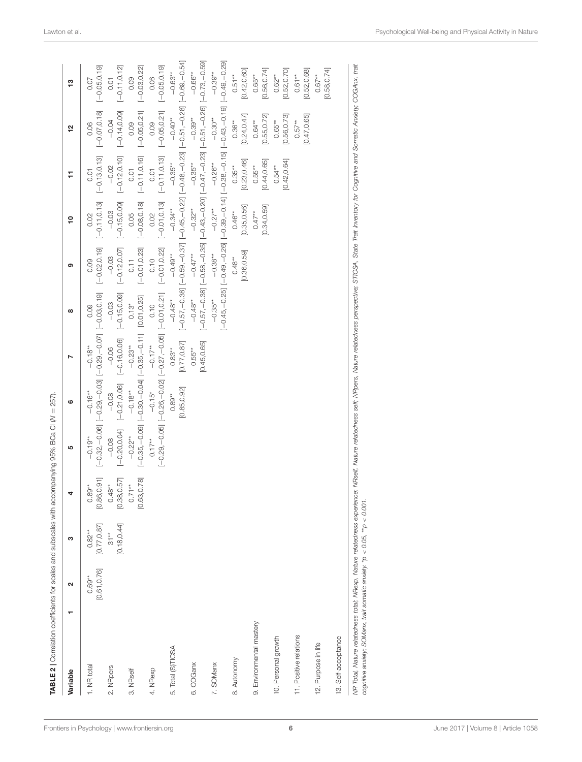**TABLE 2 |** Correlation coefficients for scales and subscales with accompanying 95% BCa CI (N = 257).

| Variable | 1 | 2 | 3 | 4 | 5 | 6 | 7 | 8 | 9 | 10 | 11 | 12 | 13 |
|---|---|---|---|---|---|---|---|---|---|---|---|---|---|
| 1. NR total | | 0.69** [0.61,0.76] | 0.82** [0.77,0.87] | 0.89** [0.86,0.91] | −0.19** [−0.32,−0.06] | −0.16** [−0.29,−0.03] | −0.18** [−0.29,−0.07] | 0.09 [−0.03,0.19] | 0.09 [−0.02,0.19] | 0.02 [−0.11,0.13] | 0.01 [−0.13,0.13] | 0.06 [−0.07,0.18] | 0.07 [−0.05,0.19] |
| 2. NRpers | | | 31** [0.18,0.44] | 0.48** [0.38,0.57] | −0.08 [−0.20,0.04] | −0.08 [−0.21,0.06] | −0.06 [−0.16,0.06] | −0.03 [−0.15,0.09] | −0.03 [−0.12,0.07] | −0.03 [−0.15,0.09] | −0.02 [−0.12,0.10] | −0.04 [−0.14,0.09] | 0.01 [−0.11,0.12] |
| 3. NRself | | | | 0.71** [0.63,0.78] | −0.22** [−0.35,−0.09] | −0.18** [−0.30,−0.04] | −0.23** [−0.35,−0.11] | 0.13* [0.01,0.25] | 0.11 [−0.01,0.23] | 0.05 [−0.08,0.18] | 0.01 [−0.11,0.16] | 0.09 [−0.05,0.21] | 0.09 [−0.03,0.22] |
| 4. NRexp | | | | | 0.17** [−0.29,−0.05] | −0.15* [−0.26,−0.02] | −0.17** [−0.27,−0.05] | 0.10 [−0.01,0.21] | 0.10 [−0.01,0.22] | 0.02 [−0.01,0.13] | 0.01 [−0.11,0.13] | 0.09 [−0.05,0.21] | 0.06 [−0.05,0.19] |
| 5. Total (S)TICSA | | | | | | 0.89** [0.85,0.92] | 0.83** [0.77,0.87] | −0.48** [−0.57,−0.38] | −0.49** [−0.59,−0.37] | −0.34** [−0.45,−0.22] | −0.35** [−0.48,−0.23] | −0.40** [−0.51,−0.28] | −0.63** [−0.69,−0.54] |
| 6. COGanx | | | | | | | 0.55** [0.45,0.65] | −0.48** [−0.57,−0.38] | −0.47** [−0.58,−0.35] | −0.32** [−0.43,−0.20] | −0.35** [−0.47,−0.23] | −0.39** [−0.51,−0.26] | −0.66** [−0.73,−0.59] |
| 7. SOManx | | | | | | | | −0.35** [−0.45,−0.25] | −0.38** [−0.49,−0.26] | −0.27** [−0.39,−0.14] | −0.26** [−0.38,−0.15] | −0.30** [−0.43,−0.19] | −0.39** [−0.49,−0.29] |
| 8. Autonomy | | | | | | | | | 0.48** [0.36,0.59] | 0.46** [0.35,0.56] | 0.35** [0.23,0.46] | 0.36** [0.24,0.47] | 0.51** [0.42,0.60] |
| 9. Environmental mastery | | | | | | | | | | 0.47** [0.34,0.59] | 0.55** [0.44,0.65] | 0.64** [0.55,0.72] | 0.65** [0.56,0.74] |
| 10. Personal growth | | | | | | | | | | | 0.54** [0.42,0.64] | 0.65** [0.56,0.73] | 0.62** [0.52,0.70] |
| 11. Positive relations | | | | | | | | | | | | 0.57** [0.47,0.65] | 0.61** [0.52,0.68] |
| 12. Purpose in life | | | | | | | | | | | | | 0.67** [0.58,0.74] |
| 13. Self-acceptance | | | | | | | | | | | | | |

*NR Total, Nature relatedness total; NRexp, Nature relatedness experience; NRself, Nature relatedness self; NRpers, Nature relatedness perspective; STICSA, State Trait Inventory for Cognitive and Somatic Anxiety; COGAnx, trait cognitive anxiety; SOManx, trait somatic anxiety. *p < 0.05, **p < 0.001.*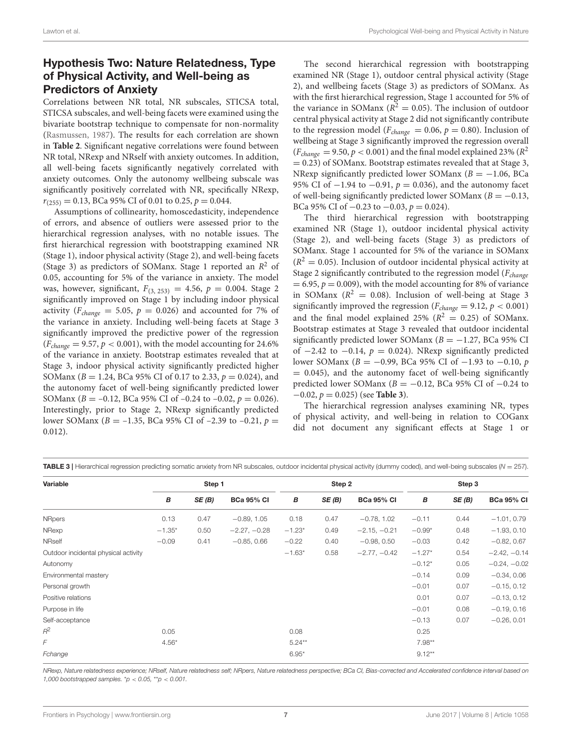## Hypothesis Two: Nature Relatedness, Type of Physical Activity, and Well-being as Predictors of Anxiety

Correlations between NR total, NR subscales, STICSA total, STICSA subscales, and well-being facets were examined using the bivariate bootstrap technique to compensate for non-normality (Rasmussen, 1987). The results for each correlation are shown in **Table 2**. Significant negative correlations were found between NR total, NRexp and NRself with anxiety outcomes. In addition, all well-being facets significantly negatively correlated with anxiety outcomes. Only the autonomy wellbeing subscale was significantly positively correlated with NR, specifically NRexp, $r_{(255)} = 0.13$, BCa 95% CI of 0.01 to 0.25, $p = 0.044$.

Assumptions of collinearity, homoscedasticity, independence of errors, and absence of outliers were assessed prior to the hierarchical regression analyses, with no notable issues. The first hierarchical regression with bootstrapping examined NR (Stage 1), indoor physical activity (Stage 2), and well-being facets (Stage 3) as predictors of SOManx. Stage 1 reported an $R^2$ of 0.05, accounting for 5% of the variance in anxiety. The model was, however, significant, $F_{(3, 253)} = 4.56$, $p = 0.004$. Stage 2 significantly improved on Stage 1 by including indoor physical activity ($F_{change} = 5.05$, $p = 0.026$) and accounted for 7% of the variance in anxiety. Including well-being facets at Stage 3 significantly improved the predictive power of the regression ($F_{change} = 9.57$, $p < 0.001$), with the model accounting for 24.6% of the variance in anxiety. Bootstrap estimates revealed that at Stage 3, indoor physical activity significantly predicted higher SOManx ($B = 1.24$, BCa 95% CI of 0.17 to 2.33, $p = 0.024$), and the autonomy facet of well-being significantly predicted lower SOManx ($B = -0.12$, BCa 95% CI of $-0.24$ to $-0.02$, $p = 0.026$). Interestingly, prior to Stage 2, NRexp significantly predicted lower SOManx ($B = -1.35$, BCa 95% CI of $-2.39$ to $-0.21$, $p = 0.012$).

The second hierarchical regression with bootstrapping examined NR (Stage 1), outdoor central physical activity (Stage 2), and wellbeing facets (Stage 3) as predictors of SOManx. As with the first hierarchical regression, Stage 1 accounted for 5% of the variance in SOManx ($R^2 = 0.05$). The inclusion of outdoor central physical activity at Stage 2 did not significantly contribute to the regression model ($F_{change} = 0.06$, $p = 0.80$). Inclusion of wellbeing at Stage 3 significantly improved the regression overall ($F_{change} = 9.50$, $p < 0.001$) and the final model explained 23% ($R^2 = 0.23$) of SOManx. Bootstrap estimates revealed that at Stage 3, NRexp significantly predicted lower SOManx ($B = -1.06$, BCa 95% CI of $-1.94$ to $-0.91$, $p = 0.036$), and the autonomy facet of well-being significantly predicted lower SOManx ($B = -0.13$, BCa 95% CI of $-0.23$ to $-0.03$, $p = 0.024$).

The third hierarchical regression with bootstrapping examined NR (Stage 1), outdoor incidental physical activity (Stage 2), and well-being facets (Stage 3) as predictors of SOManx. Stage 1 accounted for 5% of the variance in SOManx ($R^2 = 0.05$). Inclusion of outdoor incidental physical activity at Stage 2 significantly contributed to the regression model ($F_{change} = 6.95$, $p = 0.009$), with the model accounting for 8% of variance in SOManx ($R^2 = 0.08$). Inclusion of well-being at Stage 3 significantly improved the regression ($F_{change} = 9.12$, $p < 0.001$) and the final model explained 25% ($R^2 = 0.25$) of SOManx. Bootstrap estimates at Stage 3 revealed that outdoor incidental significantly predicted lower SOManx ($B = -1.27$, BCa 95% CI of $-2.42$ to $-0.14$, $p = 0.024$). NRexp significantly predicted lower SOManx ($B = -0.99$, BCa 95% CI of $-1.93$ to $-0.10$, $p = 0.045$), and the autonomy facet of well-being significantly predicted lower SOManx ($B = -0.12$, BCa 95% CI of $-0.24$ to $-0.02$, $p = 0.025$) (see **Table 3**).

The hierarchical regression analyses examining NR, types of physical activity, and well-being in relation to COGanx did not document any significant effects at Stage 1 or

**TABLE 3** | Hierarchical regression predicting somatic anxiety from NR subscales, outdoor incidental physical activity (dummy coded), and well-being subscales ($N = 257$).

| Variable | Step 1 | | | Step 2 | | | Step 3 | | |
|---|---|---|---|---|---|---|---|---|---|
| | *B* | *SE (B)* | BCa 95% CI | *B* | *SE (B)* | BCa 95% CI | *B* | *SE (B)* | BCa 95% CI |
| NRpers | 0.13 | 0.47 | −0.89, 1.05 | 0.18 | 0.47 | −0.78, 1.02 | −0.11 | 0.44 | −1.01, 0.79 |
| NRexp | −1.35* | 0.50 | −2.27, −0.28 | −1.23* | 0.49 | −2.15, −0.21 | −0.99* | 0.48 | −1.93, 0.10 |
| NRself | −0.09 | 0.41 | −0.85, 0.66 | −0.22 | 0.40 | −0.98, 0.50 | −0.03 | 0.42 | −0.82, 0.67 |
| Outdoor incidental physical activity | | | | −1.63* | 0.58 | −2.77, −0.42 | −1.27* | 0.54 | −2.42, −0.14 |
| Autonomy | | | | | | | −0.12* | 0.05 | −0.24, −0.02 |
| Environmental mastery | | | | | | | −0.14 | 0.09 | −0.34, 0.06 |
| Personal growth | | | | | | | −0.01 | 0.07 | −0.15, 0.12 |
| Positive relations | | | | | | | 0.01 | 0.07 | −0.13, 0.12 |
| Purpose in life | | | | | | | −0.01 | 0.08 | −0.19, 0.16 |
| Self-acceptance | | | | | | | −0.13 | 0.07 | −0.26, 0.01 |
| $R^2$ | 0.05 | | | 0.08 | | | 0.25 | | |
| *F* | 4.56* | | | 5.24** | | | 7.98** | | |
| *Fchange* | | | | 6.95* | | | 9.12** | | |

*NRexp, Nature relatedness experience; NRself, Nature relatedness self; NRpers, Nature relatedness perspective; BCa CI, Bias-corrected and Accelerated confidence interval based on 1,000 bootstrapped samples. *p < 0.05, **p < 0.001.*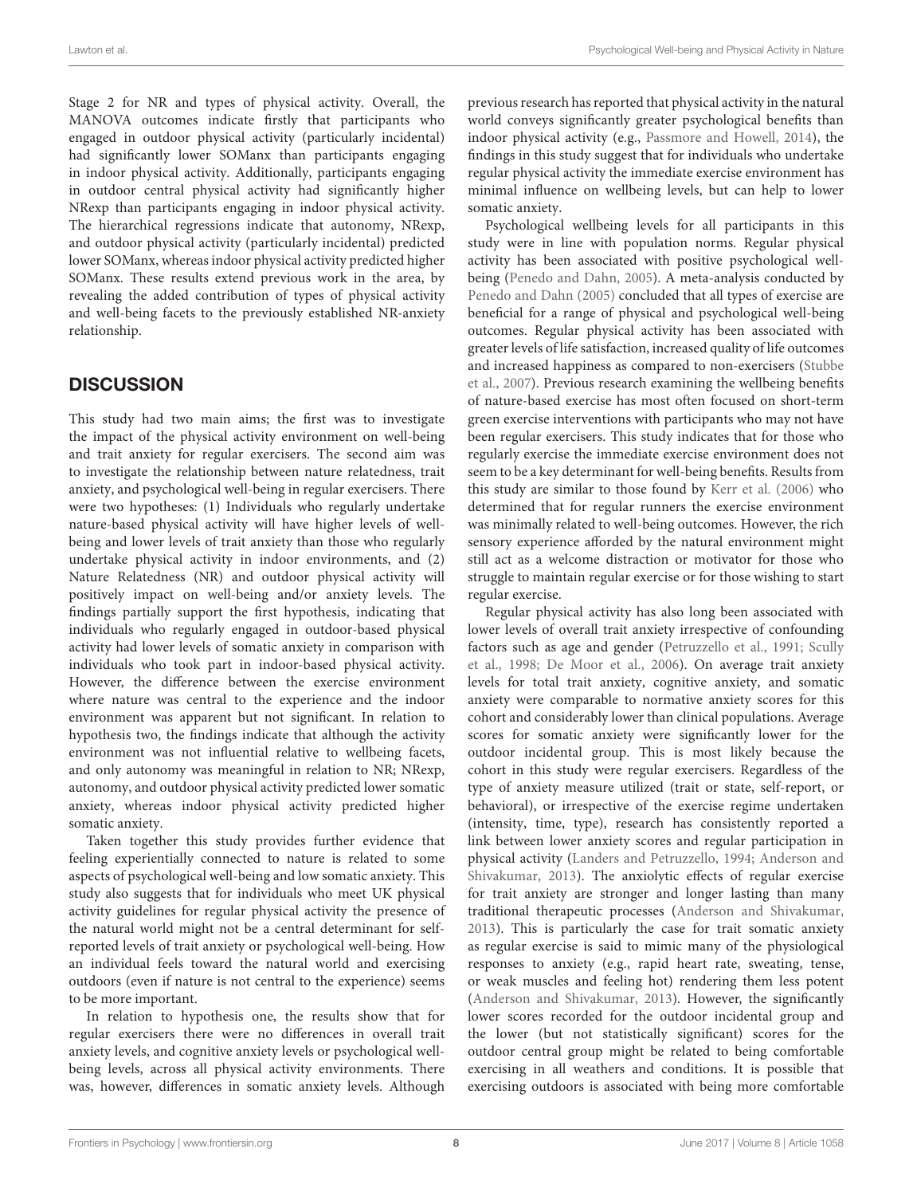Stage 2 for NR and types of physical activity. Overall, the MANOVA outcomes indicate firstly that participants who engaged in outdoor physical activity (particularly incidental) had significantly lower SOManx than participants engaging in indoor physical activity. Additionally, participants engaging in outdoor central physical activity had significantly higher NRexp than participants engaging in indoor physical activity. The hierarchical regressions indicate that autonomy, NRexp, and outdoor physical activity (particularly incidental) predicted lower SOManx, whereas indoor physical activity predicted higher SOManx. These results extend previous work in the area, by revealing the added contribution of types of physical activity and well-being facets to the previously established NR-anxiety relationship.

## DISCUSSION

This study had two main aims; the first was to investigate the impact of the physical activity environment on well-being and trait anxiety for regular exercisers. The second aim was to investigate the relationship between nature relatedness, trait anxiety, and psychological well-being in regular exercisers. There were two hypotheses: (1) Individuals who regularly undertake nature-based physical activity will have higher levels of well-being and lower levels of trait anxiety than those who regularly undertake physical activity in indoor environments, and (2) Nature Relatedness (NR) and outdoor physical activity will positively impact on well-being and/or anxiety levels. The findings partially support the first hypothesis, indicating that individuals who regularly engaged in outdoor-based physical activity had lower levels of somatic anxiety in comparison with individuals who took part in indoor-based physical activity. However, the difference between the exercise environment where nature was central to the experience and the indoor environment was apparent but not significant. In relation to hypothesis two, the findings indicate that although the activity environment was not influential relative to wellbeing facets, and only autonomy was meaningful in relation to NR; NRexp, autonomy, and outdoor physical activity predicted lower somatic anxiety, whereas indoor physical activity predicted higher somatic anxiety.

Taken together this study provides further evidence that feeling experientially connected to nature is related to some aspects of psychological well-being and low somatic anxiety. This study also suggests that for individuals who meet UK physical activity guidelines for regular physical activity the presence of the natural world might not be a central determinant for self-reported levels of trait anxiety or psychological well-being. How an individual feels toward the natural world and exercising outdoors (even if nature is not central to the experience) seems to be more important.

In relation to hypothesis one, the results show that for regular exercisers there were no differences in overall trait anxiety levels, and cognitive anxiety levels or psychological well-being levels, across all physical activity environments. There was, however, differences in somatic anxiety levels. Although previous research has reported that physical activity in the natural world conveys significantly greater psychological benefits than indoor physical activity (e.g., Passmore and Howell, 2014), the findings in this study suggest that for individuals who undertake regular physical activity the immediate exercise environment has minimal influence on wellbeing levels, but can help to lower somatic anxiety.

Psychological wellbeing levels for all participants in this study were in line with population norms. Regular physical activity has been associated with positive psychological well-being (Penedo and Dahn, 2005). A meta-analysis conducted by Penedo and Dahn (2005) concluded that all types of exercise are beneficial for a range of physical and psychological well-being outcomes. Regular physical activity has been associated with greater levels of life satisfaction, increased quality of life outcomes and increased happiness as compared to non-exercisers (Stubbe et al., 2007). Previous research examining the wellbeing benefits of nature-based exercise has most often focused on short-term green exercise interventions with participants who may not have been regular exercisers. This study indicates that for those who regularly exercise the immediate exercise environment does not seem to be a key determinant for well-being benefits. Results from this study are similar to those found by Kerr et al. (2006) who determined that for regular runners the exercise environment was minimally related to well-being outcomes. However, the rich sensory experience afforded by the natural environment might still act as a welcome distraction or motivator for those who struggle to maintain regular exercise or for those wishing to start regular exercise.

Regular physical activity has also long been associated with lower levels of overall trait anxiety irrespective of confounding factors such as age and gender (Petruzzello et al., 1991; Scully et al., 1998; De Moor et al., 2006). On average trait anxiety levels for total trait anxiety, cognitive anxiety, and somatic anxiety were comparable to normative anxiety scores for this cohort and considerably lower than clinical populations. Average scores for somatic anxiety were significantly lower for the outdoor incidental group. This is most likely because the cohort in this study were regular exercisers. Regardless of the type of anxiety measure utilized (trait or state, self-report, or behavioral), or irrespective of the exercise regime undertaken (intensity, time, type), research has consistently reported a link between lower anxiety scores and regular participation in physical activity (Landers and Petruzzello, 1994; Anderson and Shivakumar, 2013). The anxiolytic effects of regular exercise for trait anxiety are stronger and longer lasting than many traditional therapeutic processes (Anderson and Shivakumar, 2013). This is particularly the case for trait somatic anxiety as regular exercise is said to mimic many of the physiological responses to anxiety (e.g., rapid heart rate, sweating, tense, or weak muscles and feeling hot) rendering them less potent (Anderson and Shivakumar, 2013). However, the significantly lower scores recorded for the outdoor incidental group and the lower (but not statistically significant) scores for the outdoor central group might be related to being comfortable exercising in all weathers and conditions. It is possible that exercising outdoors is associated with being more comfortable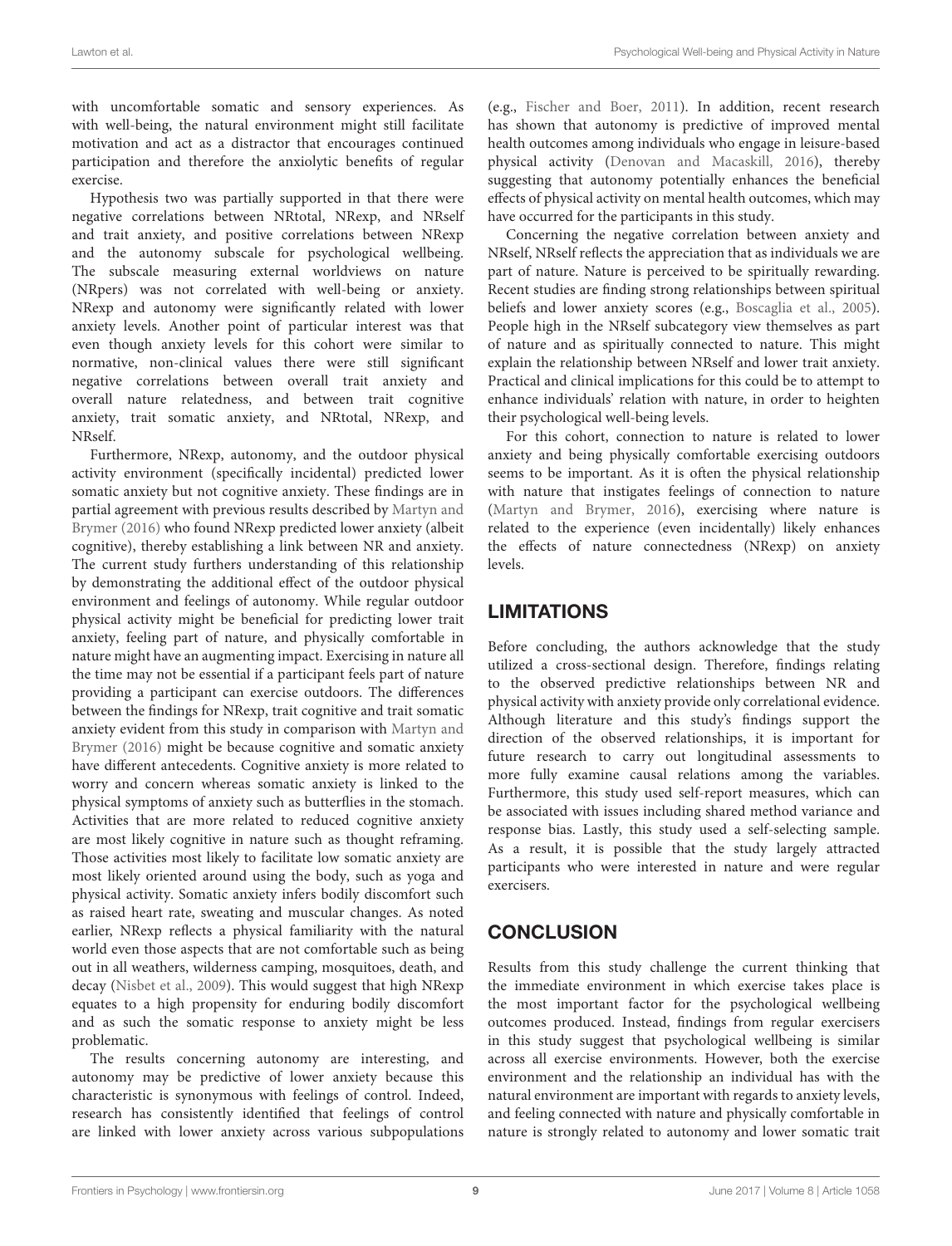with uncomfortable somatic and sensory experiences. As with well-being, the natural environment might still facilitate motivation and act as a distractor that encourages continued participation and therefore the anxiolytic benefits of regular exercise.

Hypothesis two was partially supported in that there were negative correlations between NRtotal, NRexp, and NRself and trait anxiety, and positive correlations between NRexp and the autonomy subscale for psychological wellbeing. The subscale measuring external worldviews on nature (NRpers) was not correlated with well-being or anxiety. NRexp and autonomy were significantly related with lower anxiety levels. Another point of particular interest was that even though anxiety levels for this cohort were similar to normative, non-clinical values there were still significant negative correlations between overall trait anxiety and overall nature relatedness, and between trait cognitive anxiety, trait somatic anxiety, and NRtotal, NRexp, and NRself.

Furthermore, NRexp, autonomy, and the outdoor physical activity environment (specifically incidental) predicted lower somatic anxiety but not cognitive anxiety. These findings are in partial agreement with previous results described by Martyn and Brymer (2016) who found NRexp predicted lower anxiety (albeit cognitive), thereby establishing a link between NR and anxiety. The current study furthers understanding of this relationship by demonstrating the additional effect of the outdoor physical environment and feelings of autonomy. While regular outdoor physical activity might be beneficial for predicting lower trait anxiety, feeling part of nature, and physically comfortable in nature might have an augmenting impact. Exercising in nature all the time may not be essential if a participant feels part of nature providing a participant can exercise outdoors. The differences between the findings for NRexp, trait cognitive and trait somatic anxiety evident from this study in comparison with Martyn and Brymer (2016) might be because cognitive and somatic anxiety have different antecedents. Cognitive anxiety is more related to worry and concern whereas somatic anxiety is linked to the physical symptoms of anxiety such as butterflies in the stomach. Activities that are more related to reduced cognitive anxiety are most likely cognitive in nature such as thought reframing. Those activities most likely to facilitate low somatic anxiety are most likely oriented around using the body, such as yoga and physical activity. Somatic anxiety infers bodily discomfort such as raised heart rate, sweating and muscular changes. As noted earlier, NRexp reflects a physical familiarity with the natural world even those aspects that are not comfortable such as being out in all weathers, wilderness camping, mosquitoes, death, and decay (Nisbet et al., 2009). This would suggest that high NRexp equates to a high propensity for enduring bodily discomfort and as such the somatic response to anxiety might be less problematic.

The results concerning autonomy are interesting, and autonomy may be predictive of lower anxiety because this characteristic is synonymous with feelings of control. Indeed, research has consistently identified that feelings of control are linked with lower anxiety across various subpopulations (e.g., Fischer and Boer, 2011). In addition, recent research has shown that autonomy is predictive of improved mental health outcomes among individuals who engage in leisure-based physical activity (Denovan and Macaskill, 2016), thereby suggesting that autonomy potentially enhances the beneficial effects of physical activity on mental health outcomes, which may have occurred for the participants in this study.

Concerning the negative correlation between anxiety and NRself, NRself reflects the appreciation that as individuals we are part of nature. Nature is perceived to be spiritually rewarding. Recent studies are finding strong relationships between spiritual beliefs and lower anxiety scores (e.g., Boscaglia et al., 2005). People high in the NRself subcategory view themselves as part of nature and as spiritually connected to nature. This might explain the relationship between NRself and lower trait anxiety. Practical and clinical implications for this could be to attempt to enhance individuals' relation with nature, in order to heighten their psychological well-being levels.

For this cohort, connection to nature is related to lower anxiety and being physically comfortable exercising outdoors seems to be important. As it is often the physical relationship with nature that instigates feelings of connection to nature (Martyn and Brymer, 2016), exercising where nature is related to the experience (even incidentally) likely enhances the effects of nature connectedness (NRexp) on anxiety levels.

## LIMITATIONS

Before concluding, the authors acknowledge that the study utilized a cross-sectional design. Therefore, findings relating to the observed predictive relationships between NR and physical activity with anxiety provide only correlational evidence. Although literature and this study's findings support the direction of the observed relationships, it is important for future research to carry out longitudinal assessments to more fully examine causal relations among the variables. Furthermore, this study used self-report measures, which can be associated with issues including shared method variance and response bias. Lastly, this study used a self-selecting sample. As a result, it is possible that the study largely attracted participants who were interested in nature and were regular exercisers.

## CONCLUSION

Results from this study challenge the current thinking that the immediate environment in which exercise takes place is the most important factor for the psychological wellbeing outcomes produced. Instead, findings from regular exercisers in this study suggest that psychological wellbeing is similar across all exercise environments. However, both the exercise environment and the relationship an individual has with the natural environment are important with regards to anxiety levels, and feeling connected with nature and physically comfortable in nature is strongly related to autonomy and lower somatic trait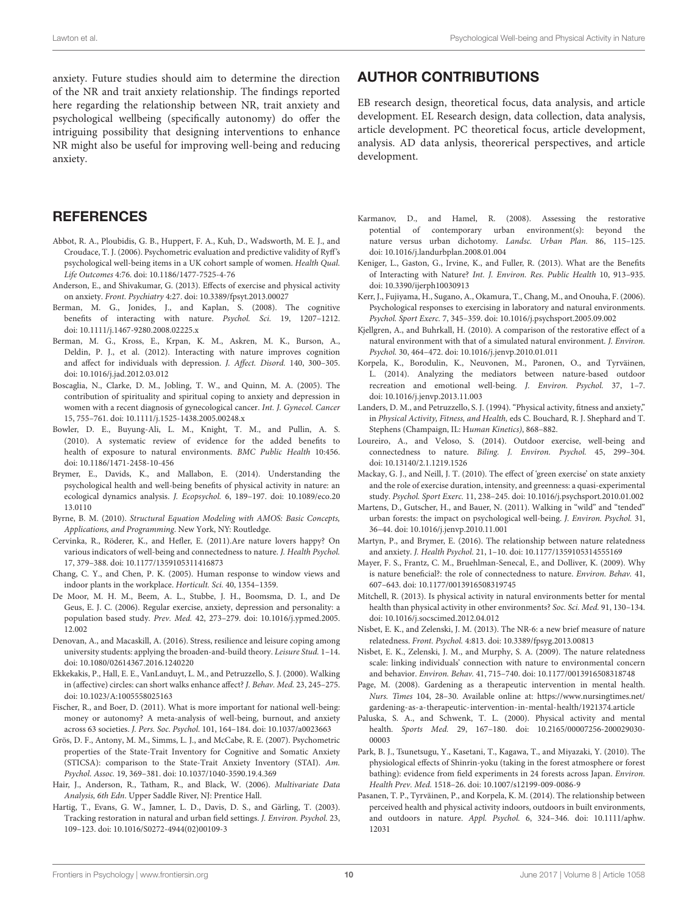anxiety. Future studies should aim to determine the direction of the NR and trait anxiety relationship. The findings reported here regarding the relationship between NR, trait anxiety and psychological wellbeing (specifically autonomy) do offer the intriguing possibility that designing interventions to enhance NR might also be useful for improving well-being and reducing anxiety.

## AUTHOR CONTRIBUTIONS

EB research design, theoretical focus, data analysis, and article development. EL Research design, data collection, data analysis, article development. PC theoretical focus, article development, analysis. AD data anlysis, theorerical perspectives, and article development.

## REFERENCES

Abbot, R. A., Ploubidis, G. B., Huppert, F. A., Kuh, D., Wadsworth, M. E. J., and Croudace, T. J. (2006). Psychometric evaluation and predictive validity of Ryff's psychological well-being items in a UK cohort sample of women. *Health Qual. Life Outcomes* 4:76. doi: 10.1186/1477-7525-4-76

Anderson, E., and Shivakumar, G. (2013). Effects of exercise and physical activity on anxiety. *Front. Psychiatry* 4:27. doi: 10.3389/fpsyt.2013.00027

Berman, M. G., Jonides, J., and Kaplan, S. (2008). The cognitive benefits of interacting with nature. *Psychol. Sci.* 19, 1207–1212. doi: 10.1111/j.1467-9280.2008.02225.x

Berman, M. G., Kross, E., Krpan, K. M., Askren, M. K., Burson, A., Deldin, P. J., et al. (2012). Interacting with nature improves cognition and affect for individuals with depression. *J. Affect. Disord.* 140, 300–305. doi: 10.1016/j.jad.2012.03.012

Boscaglia, N., Clarke, D. M., Jobling, T. W., and Quinn, M. A. (2005). The contribution of spirituality and spiritual coping to anxiety and depression in women with a recent diagnosis of gynecological cancer. *Int. J. Gynecol. Cancer* 15, 755–761. doi: 10.1111/j.1525-1438.2005.00248.x

Bowler, D. E., Buyung-Ali, L. M., Knight, T. M., and Pullin, A. S. (2010). A systematic review of evidence for the added benefits to health of exposure to natural environments. *BMC Public Health* 10:456. doi: 10.1186/1471-2458-10-456

Brymer, E., Davids, K., and Mallabon, E. (2014). Understanding the psychological health and well-being benefits of physical activity in nature: an ecological dynamics analysis. *J. Ecopsychol.* 6, 189–197. doi: 10.1089/eco.2013.0110

Byrne, B. M. (2010). *Structural Equation Modeling with AMOS: Basic Concepts, Applications, and Programming*. New York, NY: Routledge.

Cervinka, R., Röderer, K., and Hefler, E. (2011).Are nature lovers happy? On various indicators of well-being and connectedness to nature. *J. Health Psychol.* 17, 379–388. doi: 10.1177/1359105311416873

Chang, C. Y., and Chen, P. K. (2005). Human response to window views and indoor plants in the workplace. *Horticult. Sci.* 40, 1354–1359.

De Moor, M. H. M., Beem, A. L., Stubbe, J. H., Boomsma, D. I., and De Geus, E. J. C. (2006). Regular exercise, anxiety, depression and personality: a population based study. *Prev. Med.* 42, 273–279. doi: 10.1016/j.ypmed.2005.12.002

Denovan, A., and Macaskill, A. (2016). Stress, resilience and leisure coping among university students: applying the broaden-and-build theory. *Leisure Stud.* 1–14. doi: 10.1080/02614367.2016.1240220

Ekkekakis, P., Hall, E. E., VanLanduyt, L. M., and Petruzzello, S. J. (2000). Walking in (affective) circles: can short walks enhance affect? *J. Behav. Med.* 23, 245–275. doi: 10.1023/A:1005558025163

Fischer, R., and Boer, D. (2011). What is more important for national well-being: money or autonomy? A meta-analysis of well-being, burnout, and anxiety across 63 societies. *J. Pers. Soc. Psychol.* 101, 164–184. doi: 10.1037/a0023663

Grös, D. F., Antony, M. M., Simms, L. J., and McCabe, R. E. (2007). Psychometric properties of the State-Trait Inventory for Cognitive and Somatic Anxiety (STICSA): comparison to the State-Trait Anxiety Inventory (STAI). *Am. Psychol. Assoc.* 19, 369–381. doi: 10.1037/1040-3590.19.4.369

Hair, J., Anderson, R., Tatham, R., and Black, W. (2006). *Multivariate Data Analysis, 6th Edn*. Upper Saddle River, NJ: Prentice Hall.

Hartig, T., Evans, G. W., Jamner, L. D., Davis, D. S., and Gärling, T. (2003). Tracking restoration in natural and urban field settings. *J. Environ. Psychol.* 23, 109–123. doi: 10.1016/S0272-4944(02)00109-3

Karmanov, D., and Hamel, R. (2008). Assessing the restorative potential of contemporary urban environment(s): beyond the nature versus urban dichotomy. *Landsc. Urban Plan.* 86, 115–125. doi: 10.1016/j.landurbplan.2008.01.004

Keniger, L., Gaston, G., Irvine, K., and Fuller, R. (2013). What are the Benefits of Interacting with Nature? *Int. J. Environ. Res. Public Health* 10, 913–935. doi: 10.3390/ijerph10030913

Kerr, J., Fujiyama, H., Sugano, A., Okamura, T., Chang, M., and Onouha, F. (2006). Psychological responses to exercising in laboratory and natural environments. *Psychol. Sport Exerc.* 7, 345–359. doi: 10.1016/j.psychsport.2005.09.002

Kjellgren, A., and Buhrkall, H. (2010). A comparison of the restorative effect of a natural environment with that of a simulated natural environment. *J. Environ. Psychol.* 30, 464–472. doi: 10.1016/j.jenvp.2010.01.011

Korpela, K., Borodulin, K., Neuvonen, M., Paronen, O., and Tyrväinen, L. (2014). Analyzing the mediators between nature-based outdoor recreation and emotional well-being. *J. Environ. Psychol.* 37, 1–7. doi: 10.1016/j.jenvp.2013.11.003

Landers, D. M., and Petruzzello, S. J. (1994). "Physical activity, fitness and anxiety," in *Physical Activity, Fitness, and Health,* eds C. Bouchard, R. J. Shephard and T. Stephens (Champaign, IL: *Human Kinetics)*, 868–882.

Loureiro, A., and Veloso, S. (2014). Outdoor exercise, well-being and connectedness to nature. *Biling. J. Environ. Psychol.* 45, 299–304. doi: 10.13140/2.1.1219.1526

Mackay, G. J., and Neill, J. T. (2010). The effect of 'green exercise' on state anxiety and the role of exercise duration, intensity, and greenness: a quasi-experimental study. *Psychol. Sport Exerc.* 11, 238–245. doi: 10.1016/j.psychsport.2010.01.002

Martens, D., Gutscher, H., and Bauer, N. (2011). Walking in "wild" and "tended" urban forests: the impact on psychological well-being. *J. Environ. Psychol.* 31, 36–44. doi: 10.1016/j.jenvp.2010.11.001

Martyn, P., and Brymer, E. (2016). The relationship between nature relatedness and anxiety. *J. Health Psychol.* 21, 1–10. doi: 10.1177/1359105314555169

Mayer, F. S., Frantz, C. M., Bruehlman-Senecal, E., and Dolliver, K. (2009). Why is nature beneficial?: the role of connectedness to nature. *Environ. Behav.* 41, 607–643. doi: 10.1177/0013916508319745

Mitchell, R. (2013). Is physical activity in natural environments better for mental health than physical activity in other environments? *Soc. Sci. Med.* 91, 130–134. doi: 10.1016/j.socscimed.2012.04.012

Nisbet, E. K., and Zelenski, J. M. (2013). The NR-6: a new brief measure of nature relatedness. *Front. Psychol.* 4:813. doi: 10.3389/fpsyg.2013.00813

Nisbet, E. K., Zelenski, J. M., and Murphy, S. A. (2009). The nature relatedness scale: linking individuals' connection with nature to environmental concern and behavior. *Environ. Behav.* 41, 715–740. doi: 10.1177/0013916508318748

Page, M. (2008). Gardening as a therapeutic intervention in mental health. *Nurs. Times* 104, 28–30. Available online at: https://www.nursingtimes.net/gardening-as-a-therapeutic-intervention-in-mental-health/1921374.article

Paluska, S. A., and Schwenk, T. L. (2000). Physical activity and mental health. *Sports Med.* 29, 167–180. doi: 10.2165/00007256-200029030-00003

Park, B. J., Tsunetsugu, Y., Kasetani, T., Kagawa, T., and Miyazaki, Y. (2010). The physiological effects of Shinrin-yoku (taking in the forest atmosphere or forest bathing): evidence from field experiments in 24 forests across Japan. *Environ. Health Prev. Med.* 1518–26. doi: 10.1007/s12199-009-0086-9

Pasanen, T. P., Tyrväinen, P., and Korpela, K. M. (2014). The relationship between perceived health and physical activity indoors, outdoors in built environments, and outdoors in nature. *Appl. Psychol.* 6, 324–346. doi: 10.1111/aphw.12031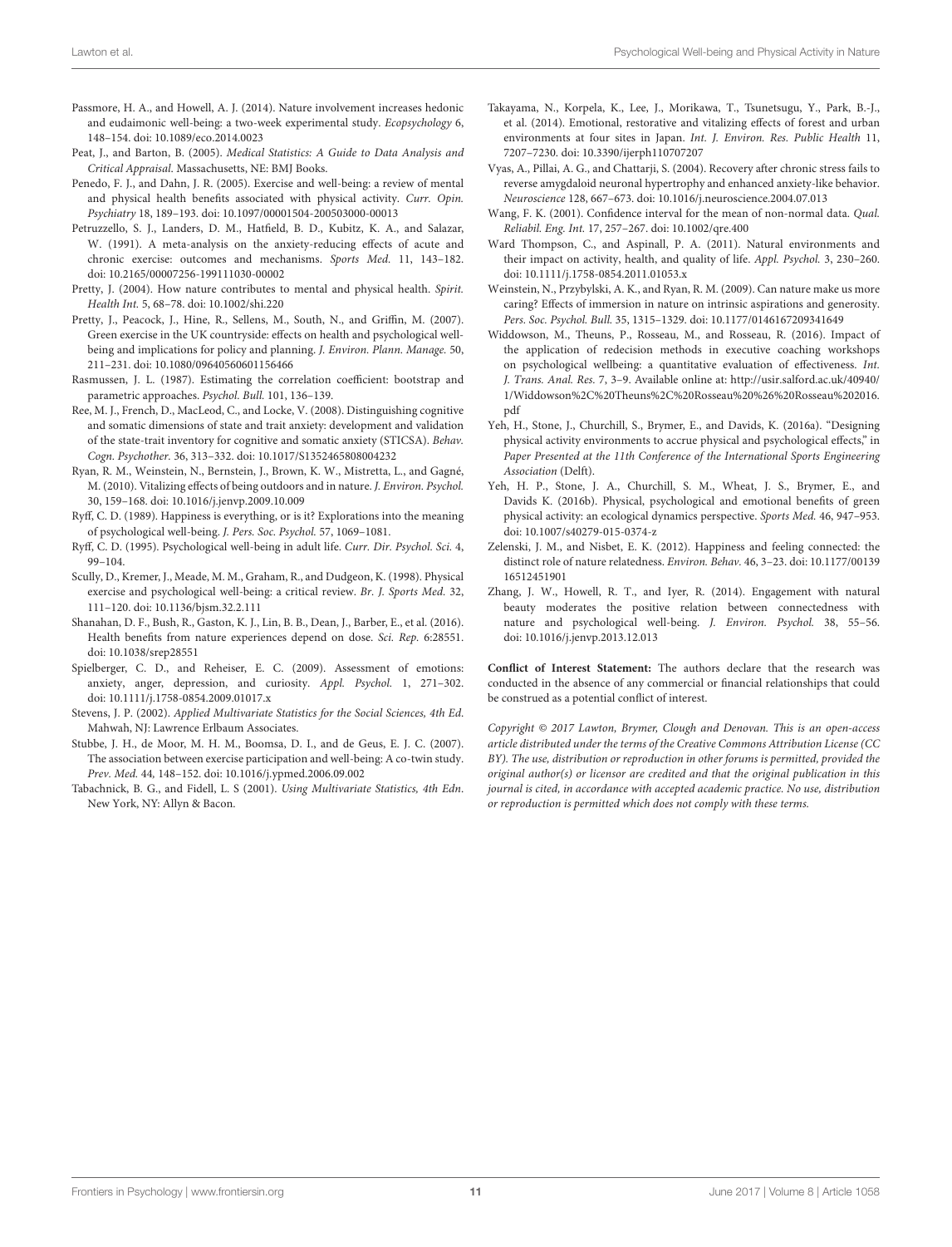Passmore, H. A., and Howell, A. J. (2014). Nature involvement increases hedonic and eudaimonic well-being: a two-week experimental study. *Ecopsychology* 6, 148–154. doi: 10.1089/eco.2014.0023

Peat, J., and Barton, B. (2005). *Medical Statistics: A Guide to Data Analysis and Critical Appraisal.* Massachusetts, NE: BMJ Books.

Penedo, F. J., and Dahn, J. R. (2005). Exercise and well-being: a review of mental and physical health benefits associated with physical activity. *Curr. Opin. Psychiatry* 18, 189–193. doi: 10.1097/00001504-200503000-00013

Petruzzello, S. J., Landers, D. M., Hatfield, B. D., Kubitz, K. A., and Salazar, W. (1991). A meta-analysis on the anxiety-reducing effects of acute and chronic exercise: outcomes and mechanisms. *Sports Med.* 11, 143–182. doi: 10.2165/00007256-199111030-00002

Pretty, J. (2004). How nature contributes to mental and physical health. *Spirit. Health Int.* 5, 68–78. doi: 10.1002/shi.220

Pretty, J., Peacock, J., Hine, R., Sellens, M., South, N., and Griffin, M. (2007). Green exercise in the UK countryside: effects on health and psychological well-being and implications for policy and planning. *J. Environ. Plann. Manage.* 50, 211–231. doi: 10.1080/09640560601156466

Rasmussen, J. L. (1987). Estimating the correlation coefficient: bootstrap and parametric approaches. *Psychol. Bull.* 101, 136–139.

Ree, M. J., French, D., MacLeod, C., and Locke, V. (2008). Distinguishing cognitive and somatic dimensions of state and trait anxiety: development and validation of the state-trait inventory for cognitive and somatic anxiety (STICSA). *Behav. Cogn. Psychother.* 36, 313–332. doi: 10.1017/S1352465808004232

Ryan, R. M., Weinstein, N., Bernstein, J., Brown, K. W., Mistretta, L., and Gagné, M. (2010). Vitalizing effects of being outdoors and in nature. *J. Environ. Psychol.* 30, 159–168. doi: 10.1016/j.jenvp.2009.10.009

Ryff, C. D. (1989). Happiness is everything, or is it? Explorations into the meaning of psychological well-being. *J. Pers. Soc. Psychol.* 57, 1069–1081.

Ryff, C. D. (1995). Psychological well-being in adult life. *Curr. Dir. Psychol. Sci.* 4, 99–104.

Scully, D., Kremer, J., Meade, M. M., Graham, R., and Dudgeon, K. (1998). Physical exercise and psychological well-being: a critical review. *Br. J. Sports Med.* 32, 111–120. doi: 10.1136/bjsm.32.2.111

Shanahan, D. F., Bush, R., Gaston, K. J., Lin, B. B., Dean, J., Barber, E., et al. (2016). Health benefits from nature experiences depend on dose. *Sci. Rep.* 6:28551. doi: 10.1038/srep28551

Spielberger, C. D., and Reheiser, E. C. (2009). Assessment of emotions: anxiety, anger, depression, and curiosity. *Appl. Psychol.* 1, 271–302. doi: 10.1111/j.1758-0854.2009.01017.x

Stevens, J. P. (2002). *Applied Multivariate Statistics for the Social Sciences, 4th Ed*. Mahwah, NJ: Lawrence Erlbaum Associates.

Stubbe, J. H., de Moor, M. H. M., Boomsa, D. I., and de Geus, E. J. C. (2007). The association between exercise participation and well-being: A co-twin study. *Prev. Med.* 44, 148–152. doi: 10.1016/j.ypmed.2006.09.002

Tabachnick, B. G., and Fidell, L. S (2001). *Using Multivariate Statistics, 4th Edn*. New York, NY: Allyn & Bacon.

Takayama, N., Korpela, K., Lee, J., Morikawa, T., Tsunetsugu, Y., Park, B.-J., et al. (2014). Emotional, restorative and vitalizing effects of forest and urban environments at four sites in Japan. *Int. J. Environ. Res. Public Health* 11, 7207–7230. doi: 10.3390/ijerph110707207

Vyas, A., Pillai, A. G., and Chattarji, S. (2004). Recovery after chronic stress fails to reverse amygdaloid neuronal hypertrophy and enhanced anxiety-like behavior. *Neuroscience* 128, 667–673. doi: 10.1016/j.neuroscience.2004.07.013

Wang, F. K. (2001). Confidence interval for the mean of non-normal data. *Qual. Reliabil. Eng. Int.* 17, 257–267. doi: 10.1002/qre.400

Ward Thompson, C., and Aspinall, P. A. (2011). Natural environments and their impact on activity, health, and quality of life. *Appl. Psychol.* 3, 230–260. doi: 10.1111/j.1758-0854.2011.01053.x

Weinstein, N., Przybylski, A. K., and Ryan, R. M. (2009). Can nature make us more caring? Effects of immersion in nature on intrinsic aspirations and generosity. *Pers. Soc. Psychol. Bull.* 35, 1315–1329. doi: 10.1177/0146167209341649

Widdowson, M., Theuns, P., Rosseau, M., and Rosseau, R. (2016). Impact of the application of redecision methods in executive coaching workshops on psychological wellbeing: a quantitative evaluation of effectiveness. *Int. J. Trans. Anal. Res.* 7, 3–9. Available online at: http://usir.salford.ac.uk/40940/1/Widdowson%2C%20Theuns%2C%20Rosseau%20%26%20Rosseau%202016.pdf

Yeh, H., Stone, J., Churchill, S., Brymer, E., and Davids, K. (2016a). "Designing physical activity environments to accrue physical and psychological effects," in *Paper Presented at the 11th Conference of the International Sports Engineering Association* (Delft).

Yeh, H. P., Stone, J. A., Churchill, S. M., Wheat, J. S., Brymer, E., and Davids K. (2016b). Physical, psychological and emotional benefits of green physical activity: an ecological dynamics perspective. *Sports Med.* 46, 947–953. doi: 10.1007/s40279-015-0374-z

Zelenski, J. M., and Nisbet, E. K. (2012). Happiness and feeling connected: the distinct role of nature relatedness. *Environ. Behav.* 46, 3–23. doi: 10.1177/0013916512451901

Zhang, J. W., Howell, R. T., and Iyer, R. (2014). Engagement with natural beauty moderates the positive relation between connectedness with nature and psychological well-being. *J. Environ. Psychol.* 38, 55–56. doi: 10.1016/j.jenvp.2013.12.013

**Conflict of Interest Statement:** The authors declare that the research was conducted in the absence of any commercial or financial relationships that could be construed as a potential conflict of interest.

*Copyright © 2017 Lawton, Brymer, Clough and Denovan. This is an open-access article distributed under the terms of the Creative Commons Attribution License (CC BY). The use, distribution or reproduction in other forums is permitted, provided the original author(s) or licensor are credited and that the original publication in this journal is cited, in accordance with accepted academic practice. No use, distribution or reproduction is permitted which does not comply with these terms.*